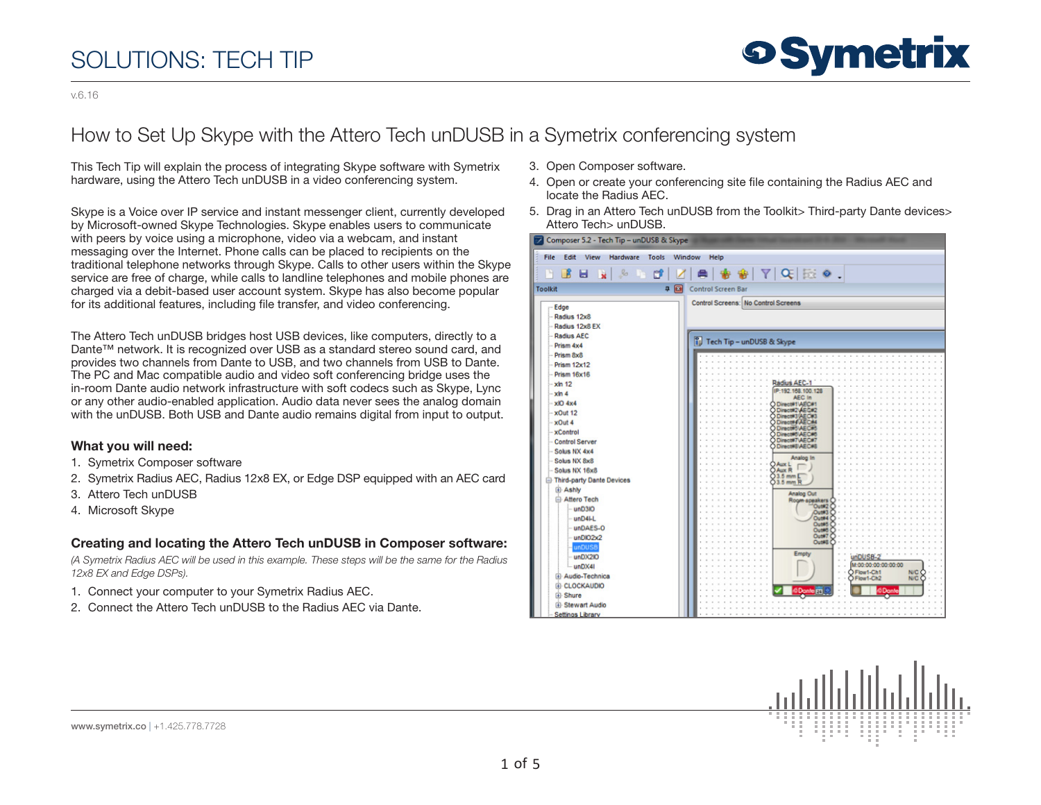# SOLUTIONS: TECH TIP

v.6.16

## How to Set Up Skype with the Attero Tech unDUSB in a Symetrix conferencing system

This Tech Tip will explain the process of integrating Skype software with Symetrix hardware, using the Attero Tech unDUSB in a video conferencing system.

Skype is a Voice over IP service and instant messenger client, currently developed by Microsoft-owned Skype Technologies. Skype enables users to communicate with peers by voice using a microphone, video via a webcam, and instant messaging over the Internet. Phone calls can be placed to recipients on the traditional telephone networks through Skype. Calls to other users within the Skype service are free of charge, while calls to landline telephones and mobile phones are charged via a debit-based user account system. Skype has also become popular for its additional features, including file transfer, and video conferencing.

The Attero Tech unDUSB bridges host USB devices, like computers, directly to a Dante™ network. It is recognized over USB as a standard stereo sound card, and provides two channels from Dante to USB, and two channels from USB to Dante. The PC and Mac compatible audio and video soft conferencing bridge uses the in-room Dante audio network infrastructure with soft codecs such as Skype, Lync or any other audio-enabled application. Audio data never sees the analog domain with the unDUSB. Both USB and Dante audio remains digital from input to output.

### What you will need:

1. Symetrix Composer software
2. Symetrix Radius AEC, Radius 12x8 EX, or Edge DSP equipped with an AEC card
3. Attero Tech unDUSB
4. Microsoft Skype

### Creating and locating the Attero Tech unDUSB in Composer software:

*(A Symetrix Radius AEC will be used in this example. These steps will be the same for the Radius 12x8 EX and Edge DSPs).*

1. Connect your computer to your Symetrix Radius AEC.
2. Connect the Attero Tech unDUSB to the Radius AEC via Dante.
3. Open Composer software.
4. Open or create your conferencing site file containing the Radius AEC and locate the Radius AEC.
5. Drag in an Attero Tech unDUSB from the Toolkit> Third-party Dante devices> Attero Tech> unDUSB.

www.symetrix.co | +1.425.778.7728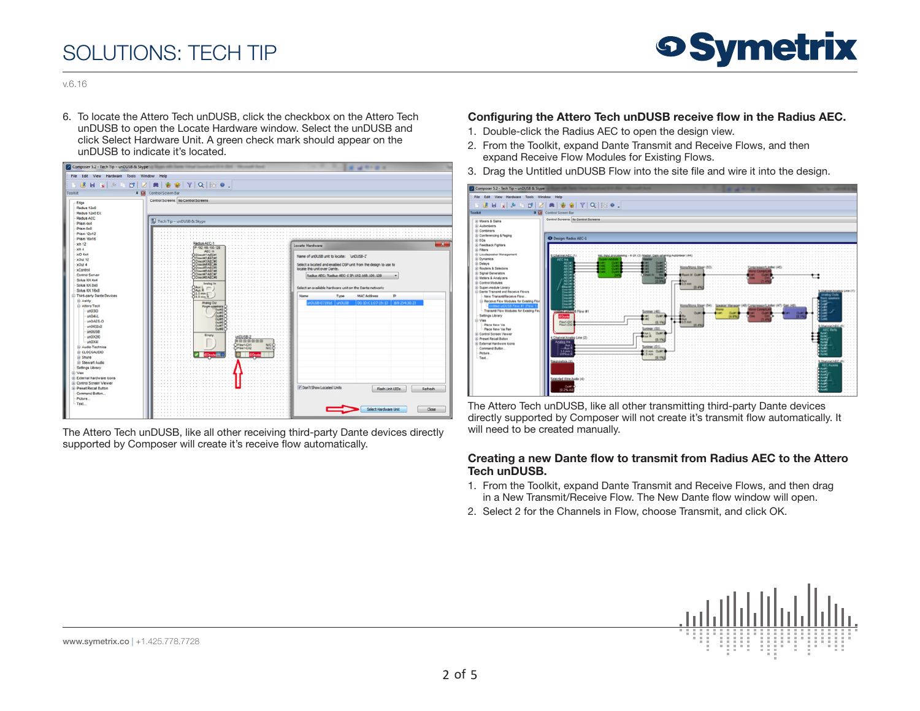6. To locate the Attero Tech unDUSB, click the checkbox on the Attero Tech unDUSB to open the Locate Hardware window. Select the unDUSB and click Select Hardware Unit. A green check mark should appear on the unDUSB to indicate it's located.

The Attero Tech unDUSB, like all other receiving third-party Dante devices directly supported by Composer will create it's receive flow automatically.

## Configuring the Attero Tech unDUSB receive flow in the Radius AEC.

1. Double-click the Radius AEC to open the design view.
2. From the Toolkit, expand Dante Transmit and Receive Flows, and then expand Receive Flow Modules for Existing Flows.
3. Drag the Untitled unDUSB Flow into the site file and wire it into the design.

The Attero Tech unDUSB, like all other transmitting third-party Dante devices directly supported by Composer will not create it's transmit flow automatically. It will need to be created manually.

## Creating a new Dante flow to transmit from Radius AEC to the Attero Tech unDUSB.

1. From the Toolkit, expand Dante Transmit and Receive Flows, and then drag in a New Transmit/Receive Flow. The New Dante flow window will open.
2. Select 2 for the Channels in Flow, choose Transmit, and click OK.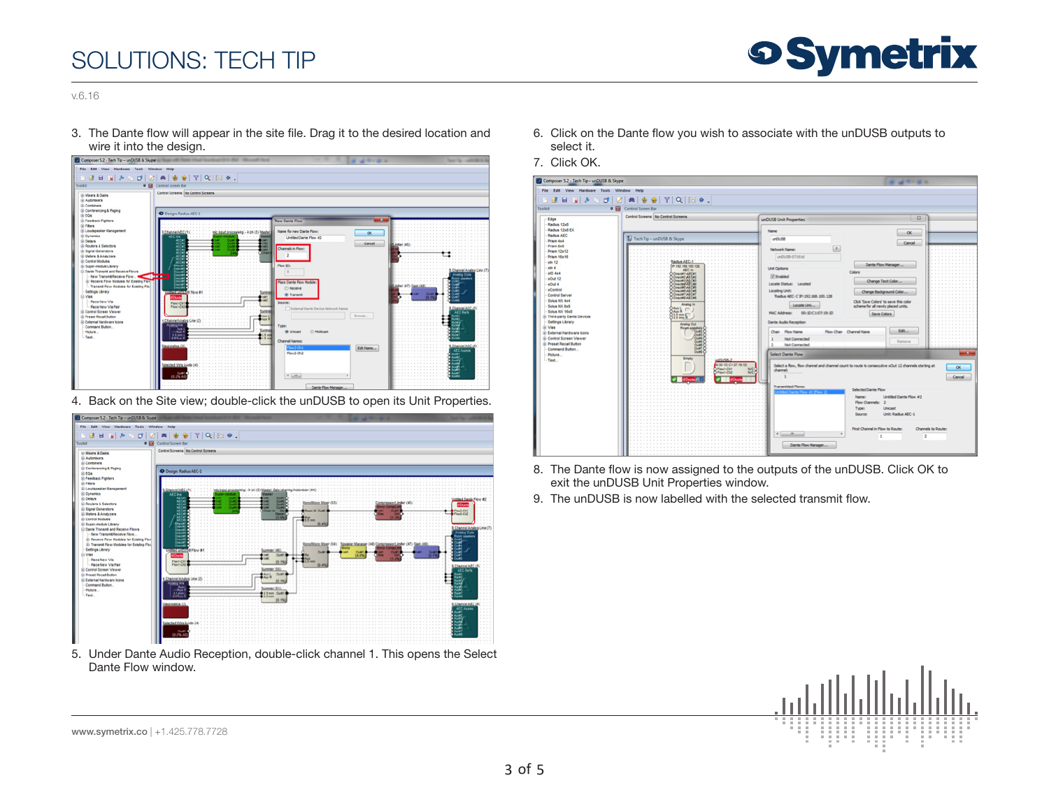3. The Dante flow will appear in the site file. Drag it to the desired location and wire it into the design.

4. Back on the Site view; double-click the unDUSB to open its Unit Properties.

5. Under Dante Audio Reception, double-click channel 1. This opens the Select Dante Flow window.

6. Click on the Dante flow you wish to associate with the unDUSB outputs to select it.

7. Click OK.

8. The Dante flow is now assigned to the outputs of the unDUSB. Click OK to exit the unDUSB Unit Properties window.

9. The unDUSB is now labelled with the selected transmit flow.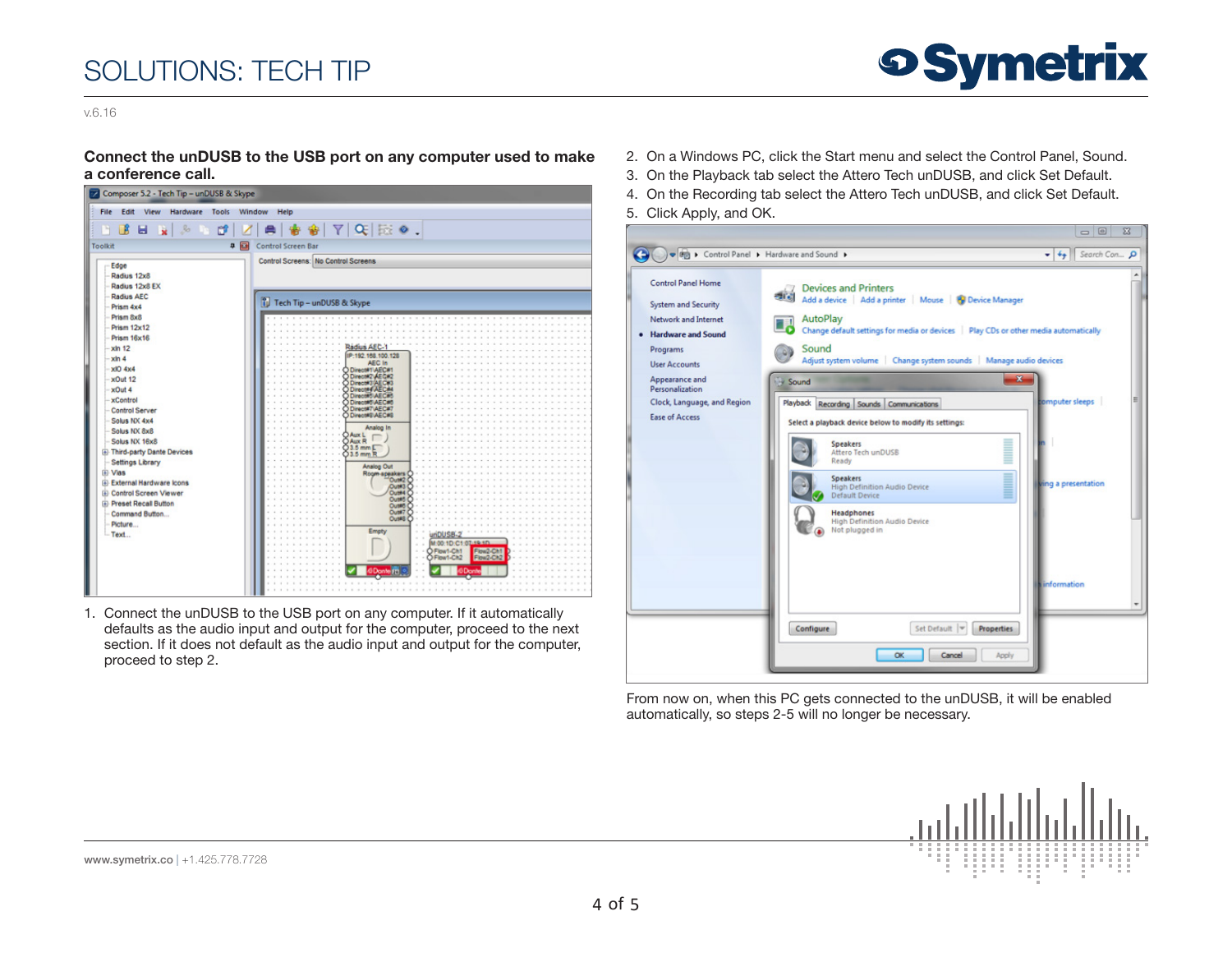**Connect the unDUSB to the USB port on any computer used to make a conference call.**

1. Connect the unDUSB to the USB port on any computer. If it automatically defaults as the audio input and output for the computer, proceed to the next section. If it does not default as the audio input and output for the computer, proceed to step 2.
2. On a Windows PC, click the Start menu and select the Control Panel, Sound.
3. On the Playback tab select the Attero Tech unDUSB, and click Set Default.
4. On the Recording tab select the Attero Tech unDUSB, and click Set Default.
5. Click Apply, and OK.

From now on, when this PC gets connected to the unDUSB, it will be enabled automatically, so steps 2-5 will no longer be necessary.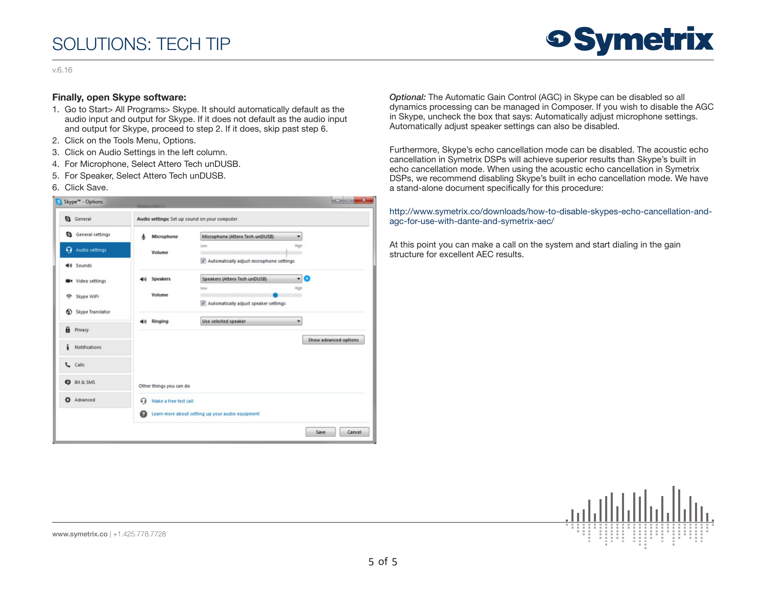### Finally, open Skype software:

1. Go to Start> All Programs> Skype. It should automatically default as the audio input and output for Skype. If it does not default as the audio input and output for Skype, proceed to step 2. If it does, skip past step 6.
2. Click on the Tools Menu, Options.
3. Click on Audio Settings in the left column.
4. For Microphone, Select Attero Tech unDUSB.
5. For Speaker, Select Attero Tech unDUSB.
6. Click Save.

*Optional:* The Automatic Gain Control (AGC) in Skype can be disabled so all dynamics processing can be managed in Composer. If you wish to disable the AGC in Skype, uncheck the box that says: Automatically adjust microphone settings. Automatically adjust speaker settings can also be disabled.

Furthermore, Skype's echo cancellation mode can be disabled. The acoustic echo cancellation in Symetrix DSPs will achieve superior results than Skype's built in echo cancellation mode. When using the acoustic echo cancellation in Symetrix DSPs, we recommend disabling Skype's built in echo cancellation mode. We have a stand-alone document specifically for this procedure:

http://www.symetrix.co/downloads/how-to-disable-skypes-echo-cancellation-and-agc-for-use-with-dante-and-symetrix-aec/

At this point you can make a call on the system and start dialing in the gain structure for excellent AEC results.